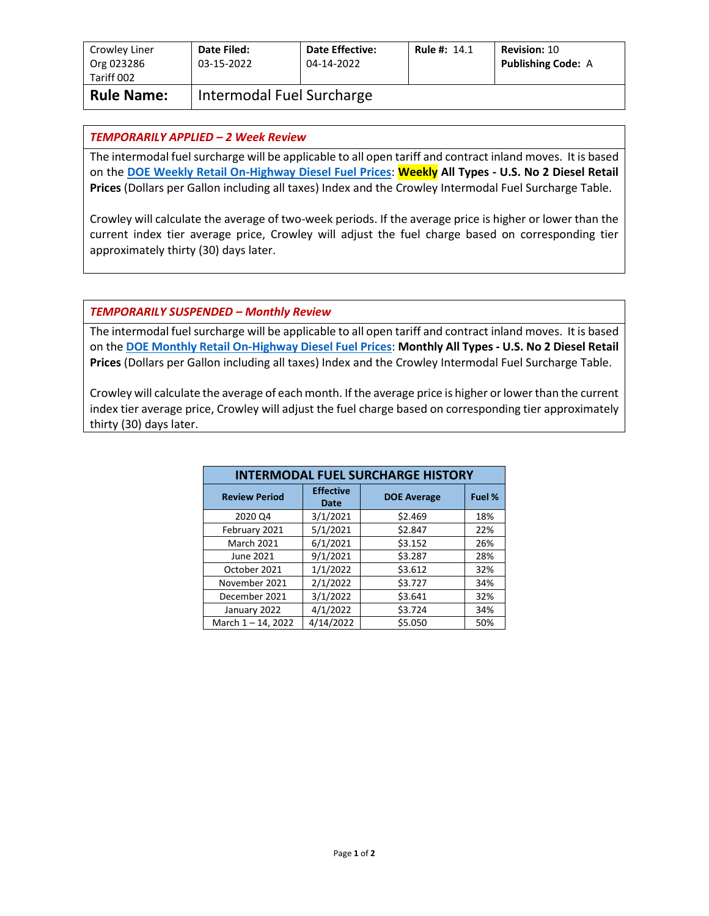| Crowley Liner Org 023286 Tariff 002 | **Date Filed:** 03-15-2022 | **Date Effective:** 04-14-2022 | **Rule #:** 14.1 | **Revision:** 10 **Publishing Code:** A |
|---|---|---|---|---|
| **Rule Name:** | Intermodal Fuel Surcharge | | | |

***TEMPORARILY APPLIED – 2 Week Review***

The intermodal fuel surcharge will be applicable to all open tariff and contract inland moves. It is based on the **DOE Weekly Retail On-Highway Diesel Fuel Prices**: **Weekly All Types - U.S. No 2 Diesel Retail Prices** (Dollars per Gallon including all taxes) Index and the Crowley Intermodal Fuel Surcharge Table.

Crowley will calculate the average of two-week periods. If the average price is higher or lower than the current index tier average price, Crowley will adjust the fuel charge based on corresponding tier approximately thirty (30) days later.

***TEMPORARILY SUSPENDED – Monthly Review***

The intermodal fuel surcharge will be applicable to all open tariff and contract inland moves. It is based on the **DOE Monthly Retail On-Highway Diesel Fuel Prices**: **Monthly All Types - U.S. No 2 Diesel Retail Prices** (Dollars per Gallon including all taxes) Index and the Crowley Intermodal Fuel Surcharge Table.

Crowley will calculate the average of each month. If the average price is higher or lower than the current index tier average price, Crowley will adjust the fuel charge based on corresponding tier approximately thirty (30) days later.

**INTERMODAL FUEL SURCHARGE HISTORY**

| Review Period | Effective Date | DOE Average | Fuel % |
|---|---|---|---|
| 2020 Q4 | 3/1/2021 | $2.469 | 18% |
| February 2021 | 5/1/2021 | $2.847 | 22% |
| March 2021 | 6/1/2021 | $3.152 | 26% |
| June 2021 | 9/1/2021 | $3.287 | 28% |
| October 2021 | 1/1/2022 | $3.612 | 32% |
| November 2021 | 2/1/2022 | $3.727 | 34% |
| December 2021 | 3/1/2022 | $3.641 | 32% |
| January 2022 | 4/1/2022 | $3.724 | 34% |
| March 1 – 14, 2022 | 4/14/2022 | $5.050 | 50% |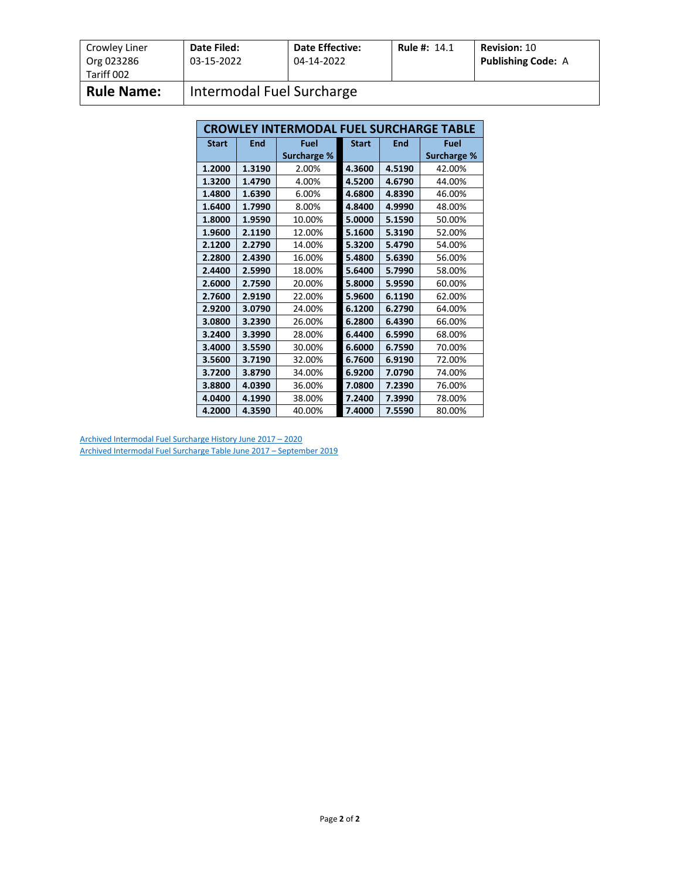| Crowley Liner Org 023286 Tariff 002 | **Date Filed:** 03-15-2022 | **Date Effective:** 04-14-2022 | **Rule #:** 14.1 | **Revision:** 10 **Publishing Code:** A |
|---|---|---|---|---|
| **Rule Name:** | Intermodal Fuel Surcharge | | | |

| CROWLEY INTERMODAL FUEL SURCHARGE TABLE | | | | | |
|---|---|---|---|---|---|
| **Start** | **End** | **Fuel Surcharge %** | **Start** | **End** | **Fuel Surcharge %** |
| **1.2000** | **1.3190** | 2.00% | **4.3600** | **4.5190** | 42.00% |
| **1.3200** | **1.4790** | 4.00% | **4.5200** | **4.6790** | 44.00% |
| **1.4800** | **1.6390** | 6.00% | **4.6800** | **4.8390** | 46.00% |
| **1.6400** | **1.7990** | 8.00% | **4.8400** | **4.9990** | 48.00% |
| **1.8000** | **1.9590** | 10.00% | **5.0000** | **5.1590** | 50.00% |
| **1.9600** | **2.1190** | 12.00% | **5.1600** | **5.3190** | 52.00% |
| **2.1200** | **2.2790** | 14.00% | **5.3200** | **5.4790** | 54.00% |
| **2.2800** | **2.4390** | 16.00% | **5.4800** | **5.6390** | 56.00% |
| **2.4400** | **2.5990** | 18.00% | **5.6400** | **5.7990** | 58.00% |
| **2.6000** | **2.7590** | 20.00% | **5.8000** | **5.9590** | 60.00% |
| **2.7600** | **2.9190** | 22.00% | **5.9600** | **6.1190** | 62.00% |
| **2.9200** | **3.0790** | 24.00% | **6.1200** | **6.2790** | 64.00% |
| **3.0800** | **3.2390** | 26.00% | **6.2800** | **6.4390** | 66.00% |
| **3.2400** | **3.3990** | 28.00% | **6.4400** | **6.5990** | 68.00% |
| **3.4000** | **3.5590** | 30.00% | **6.6000** | **6.7590** | 70.00% |
| **3.5600** | **3.7190** | 32.00% | **6.7600** | **6.9190** | 72.00% |
| **3.7200** | **3.8790** | 34.00% | **6.9200** | **7.0790** | 74.00% |
| **3.8800** | **4.0390** | 36.00% | **7.0800** | **7.2390** | 76.00% |
| **4.0400** | **4.1990** | 38.00% | **7.2400** | **7.3990** | 78.00% |
| **4.2000** | **4.3590** | 40.00% | **7.4000** | **7.5590** | 80.00% |

Archived Intermodal Fuel Surcharge History June 2017 – 2020

Archived Intermodal Fuel Surcharge Table June 2017 – September 2019